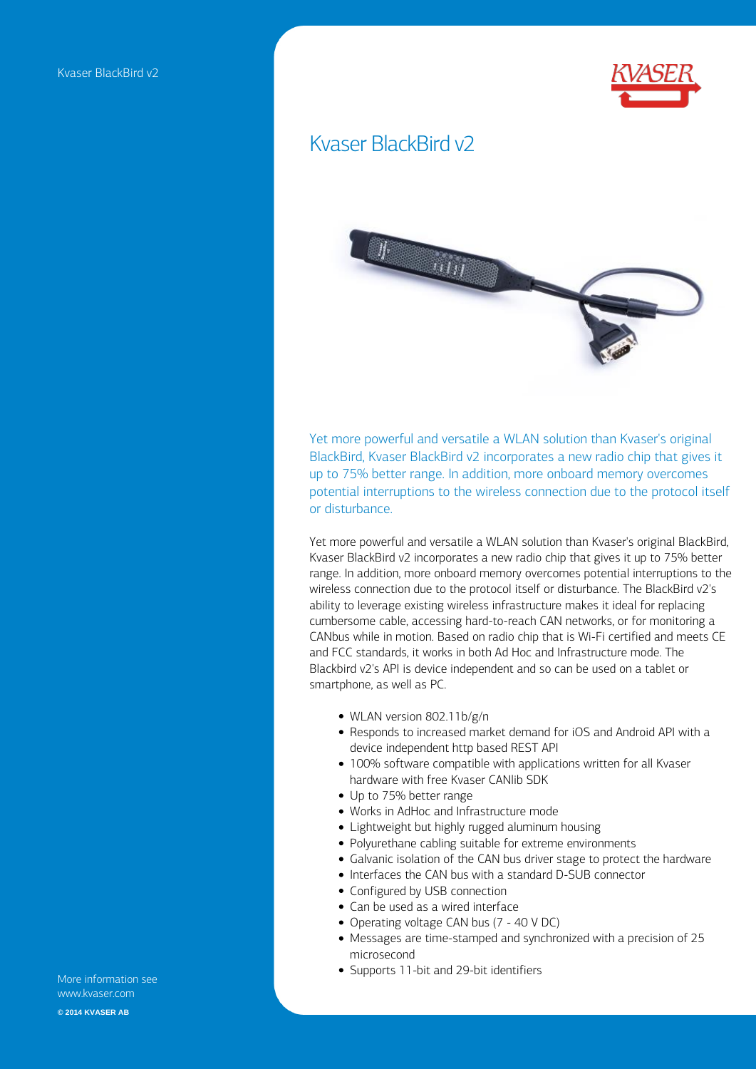# Kvaser BlackBird v2

Yet more powerful and versatile a WLAN solution than Kvaser's original BlackBird, Kvaser BlackBird v2 incorporates a new radio chip that gives it up to 75% better range. In addition, more onboard memory overcomes potential interruptions to the wireless connection due to the protocol itself or disturbance.

Yet more powerful and versatile a WLAN solution than Kvaser's original BlackBird, Kvaser BlackBird v2 incorporates a new radio chip that gives it up to 75% better range. In addition, more onboard memory overcomes potential interruptions to the wireless connection due to the protocol itself or disturbance. The BlackBird v2's ability to leverage existing wireless infrastructure makes it ideal for replacing cumbersome cable, accessing hard-to-reach CAN networks, or for monitoring a CANbus while in motion. Based on radio chip that is Wi-Fi certified and meets CE and FCC standards, it works in both Ad Hoc and Infrastructure mode. The Blackbird v2's API is device independent and so can be used on a tablet or smartphone, as well as PC.

- WLAN version 802.11b/g/n
- Responds to increased market demand for iOS and Android API with a device independent http based REST API
- 100% software compatible with applications written for all Kvaser hardware with free Kvaser CANlib SDK
- Up to 75% better range
- Works in AdHoc and Infrastructure mode
- Lightweight but highly rugged aluminum housing
- Polyurethane cabling suitable for extreme environments
- Galvanic isolation of the CAN bus driver stage to protect the hardware
- Interfaces the CAN bus with a standard D-SUB connector
- Configured by USB connection
- Can be used as a wired interface
- Operating voltage CAN bus (7 - 40 V DC)
- Messages are time-stamped and synchronized with a precision of 25 microsecond
- Supports 11-bit and 29-bit identifiers

More information see www.kvaser.com

© 2014 KVASER AB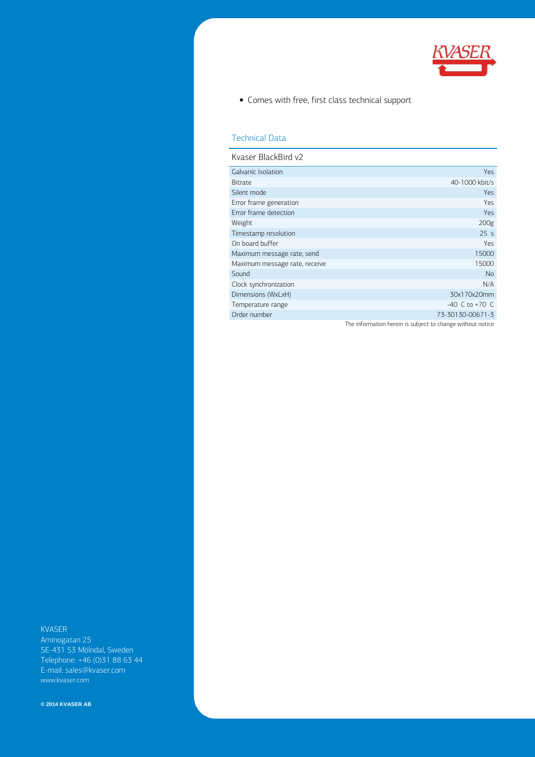- Comes with free, first class technical support

## Technical Data

| Kvaser BlackBird v2 | |
|---|---|
| Galvanic Isolation | Yes |
| Bitrate | 40-1000 kbit/s |
| Silent mode | Yes |
| Error frame generation | Yes |
| Error frame detection | Yes |
| Weight | 200g |
| Timestamp resolution | 25 s |
| On board buffer | Yes |
| Maximum message rate, send | 15000 |
| Maximum message rate, receive | 15000 |
| Sound | No |
| Clock synchronization | N/A |
| Dimensions (WxLxH) | 30x170x20mm |
| Temperature range | -40 C to +70 C |
| Order number | 73-30130-00671-3 |

The information herein is subject to change without notice

KVASER
Aminogatan 25
SE-431 53 Mölndal, Sweden
Telephone: +46 (0)31 88 63 44
E-mail: sales@kvaser.com
www.kvaser.com

**© 2014 KVASER AB**